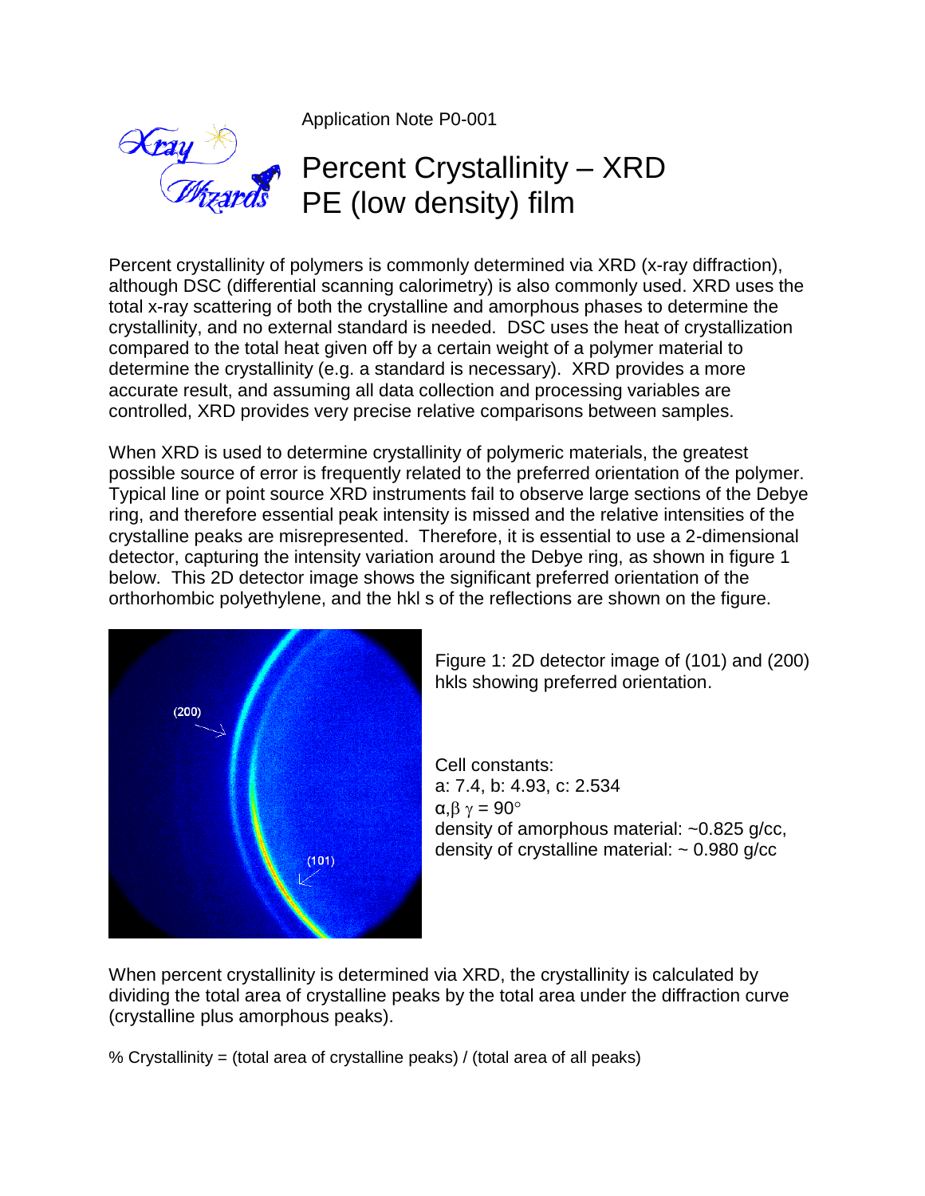Application Note P0-001

# Percent Crystallinity – XRD PE (low density) film

Percent crystallinity of polymers is commonly determined via XRD (x-ray diffraction), although DSC (differential scanning calorimetry) is also commonly used. XRD uses the total x-ray scattering of both the crystalline and amorphous phases to determine the crystallinity, and no external standard is needed. DSC uses the heat of crystallization compared to the total heat given off by a certain weight of a polymer material to determine the crystallinity (e.g. a standard is necessary). XRD provides a more accurate result, and assuming all data collection and processing variables are controlled, XRD provides very precise relative comparisons between samples.

When XRD is used to determine crystallinity of polymeric materials, the greatest possible source of error is frequently related to the preferred orientation of the polymer. Typical line or point source XRD instruments fail to observe large sections of the Debye ring, and therefore essential peak intensity is missed and the relative intensities of the crystalline peaks are misrepresented. Therefore, it is essential to use a 2-dimensional detector, capturing the intensity variation around the Debye ring, as shown in figure 1 below. This 2D detector image shows the significant preferred orientation of the orthorhombic polyethylene, and the hkl s of the reflections are shown on the figure.

(200)

(101)

Figure 1: 2D detector image of (101) and (200) hkls showing preferred orientation.

Cell constants:
a: 7.4, b: 4.93, c: 2.534
$\alpha, \beta\ \gamma = 90^\circ$
density of amorphous material: ~0.825 g/cc,
density of crystalline material: ~ 0.980 g/cc

When percent crystallinity is determined via XRD, the crystallinity is calculated by dividing the total area of crystalline peaks by the total area under the diffraction curve (crystalline plus amorphous peaks).

% Crystallinity = (total area of crystalline peaks) / (total area of all peaks)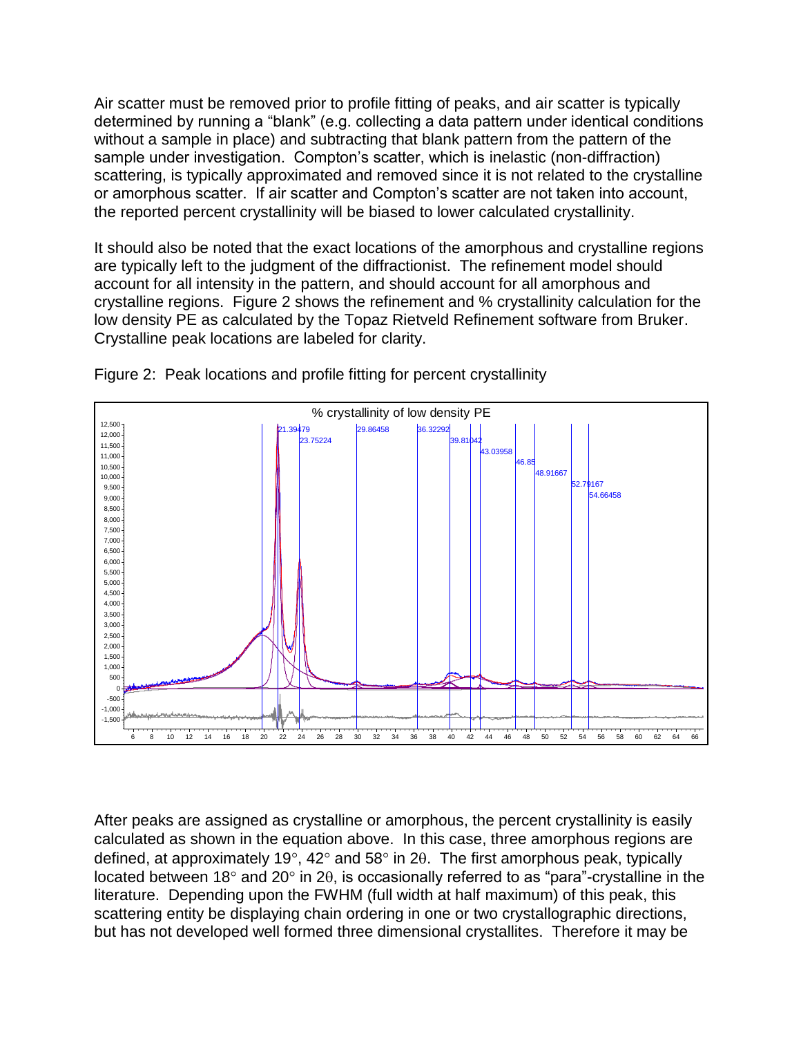Air scatter must be removed prior to profile fitting of peaks, and air scatter is typically determined by running a "blank" (e.g. collecting a data pattern under identical conditions without a sample in place) and subtracting that blank pattern from the pattern of the sample under investigation. Compton's scatter, which is inelastic (non-diffraction) scattering, is typically approximated and removed since it is not related to the crystalline or amorphous scatter. If air scatter and Compton's scatter are not taken into account, the reported percent crystallinity will be biased to lower calculated crystallinity.

It should also be noted that the exact locations of the amorphous and crystalline regions are typically left to the judgment of the diffractionist. The refinement model should account for all intensity in the pattern, and should account for all amorphous and crystalline regions. Figure 2 shows the refinement and % crystallinity calculation for the low density PE as calculated by the Topaz Rietveld Refinement software from Bruker. Crystalline peak locations are labeled for clarity.

Figure 2: Peak locations and profile fitting for percent crystallinity

% crystallinity of low density PE

21.39479
23.75224
29.86458
36.32292
39.81042
43.03958
46.85
48.91667
52.79167
54.66458

12,500
12,000
11,500
11,000
10,500
10,000
9,500
9,000
8,500
8,000
7,500
7,000
6,500
6,000
5,500
5,000
4,500
4,000
3,500
3,000
2,500
2,000
1,500
1,000
500
0
-500
-1,000
-1,500

6 8 10 12 14 16 18 20 22 24 26 28 30 32 34 36 38 40 42 44 46 48 50 52 54 56 58 60 62 64 66

After peaks are assigned as crystalline or amorphous, the percent crystallinity is easily calculated as shown in the equation above. In this case, three amorphous regions are defined, at approximately 19°, 42° and 58° in 2θ. The first amorphous peak, typically located between 18° and 20° in 2θ, is occasionally referred to as "para"-crystalline in the literature. Depending upon the FWHM (full width at half maximum) of this peak, this scattering entity be displaying chain ordering in one or two crystallographic directions, but has not developed well formed three dimensional crystallites. Therefore it may be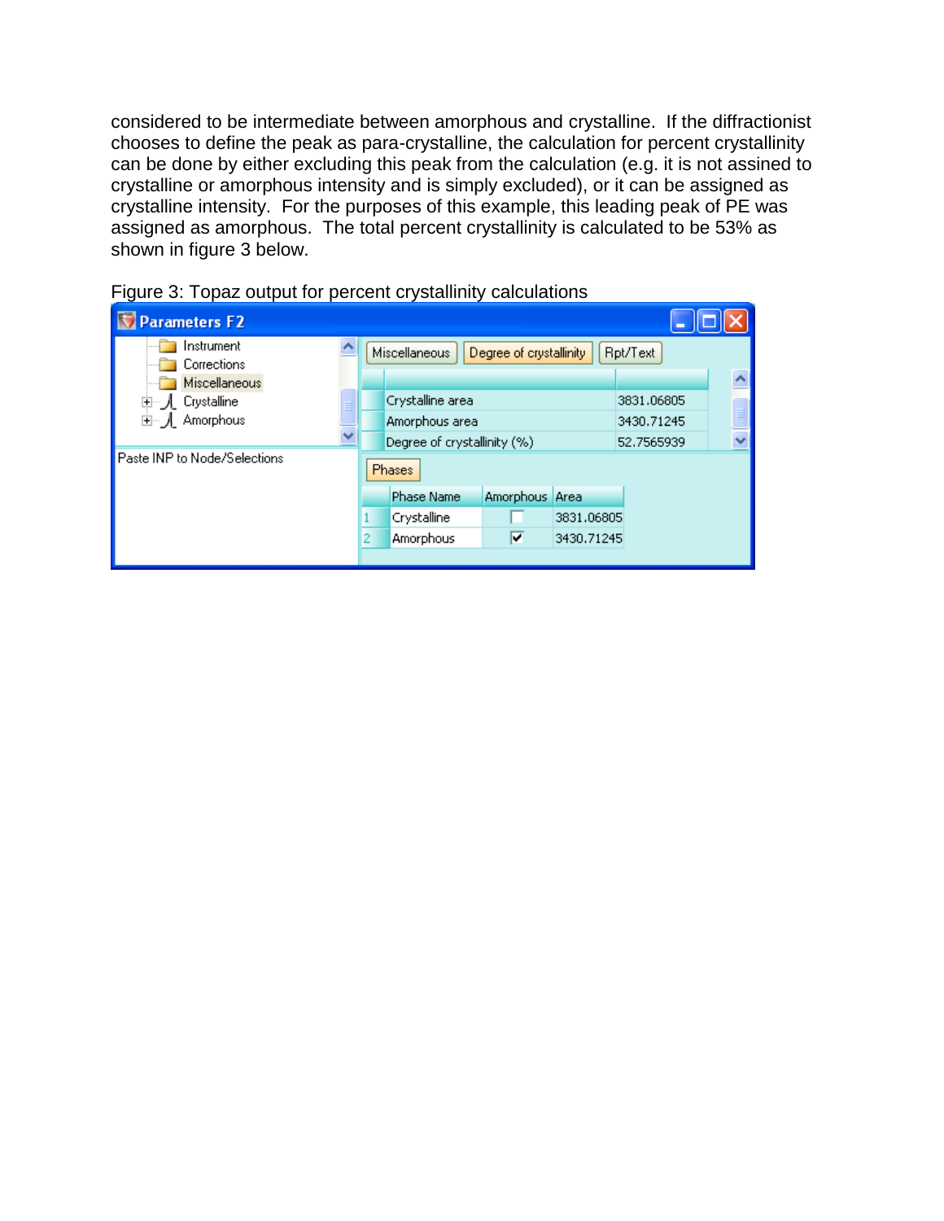considered to be intermediate between amorphous and crystalline. If the diffractionist chooses to define the peak as para-crystalline, the calculation for percent crystallinity can be done by either excluding this peak from the calculation (e.g. it is not assined to crystalline or amorphous intensity and is simply excluded), or it can be assigned as crystalline intensity. For the purposes of this example, this leading peak of PE was assigned as amorphous. The total percent crystallinity is calculated to be 53% as shown in figure 3 below.

Figure 3: Topaz output for percent crystallinity calculations

Parameters F2

Instrument
Corrections
Miscellaneous
Crystalline
Amorphous

Paste INP to Node/Selections

Miscellaneous | Degree of crystallinity | Rpt/Text

| | |
|---|---|
| Crystalline area | 3831.06805 |
| Amorphous area | 3430.71245 |
| Degree of crystallinity (%) | 52.7565939 |

Phases

| | Phase Name | Amorphous | Area |
|---|---|---|---|
| 1 | Crystalline | ☐ | 3831.06805 |
| 2 | Amorphous | ☑ | 3430.71245 |